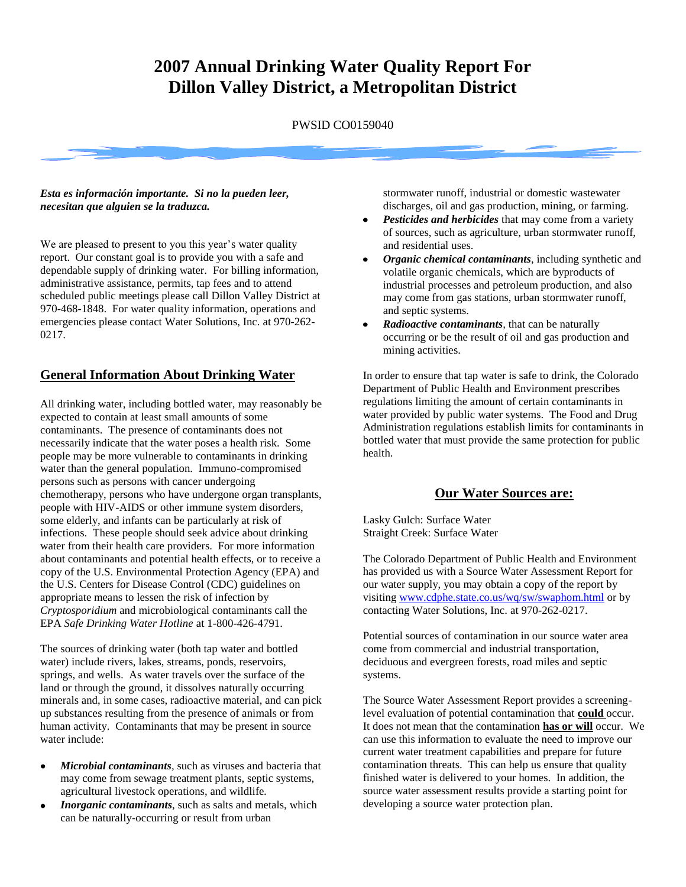# 2007 Annual Drinking Water Quality Report For Dillon Valley District, a Metropolitan District

PWSID CO0159040

***Esta es información importante. Si no la pueden leer, necesitan que alguien se la traduzca.***

We are pleased to present to you this year's water quality report. Our constant goal is to provide you with a safe and dependable supply of drinking water. For billing information, administrative assistance, permits, tap fees and to attend scheduled public meetings please call Dillon Valley District at 970-468-1848. For water quality information, operations and emergencies please contact Water Solutions, Inc. at 970-262-0217.

## General Information About Drinking Water

All drinking water, including bottled water, may reasonably be expected to contain at least small amounts of some contaminants. The presence of contaminants does not necessarily indicate that the water poses a health risk. Some people may be more vulnerable to contaminants in drinking water than the general population. Immuno-compromised persons such as persons with cancer undergoing chemotherapy, persons who have undergone organ transplants, people with HIV-AIDS or other immune system disorders, some elderly, and infants can be particularly at risk of infections. These people should seek advice about drinking water from their health care providers. For more information about contaminants and potential health effects, or to receive a copy of the U.S. Environmental Protection Agency (EPA) and the U.S. Centers for Disease Control (CDC) guidelines on appropriate means to lessen the risk of infection by *Cryptosporidium* and microbiological contaminants call the EPA *Safe Drinking Water Hotline* at 1-800-426-4791.

The sources of drinking water (both tap water and bottled water) include rivers, lakes, streams, ponds, reservoirs, springs, and wells. As water travels over the surface of the land or through the ground, it dissolves naturally occurring minerals and, in some cases, radioactive material, and can pick up substances resulting from the presence of animals or from human activity. Contaminants that may be present in source water include:

- ***Microbial contaminants***, such as viruses and bacteria that may come from sewage treatment plants, septic systems, agricultural livestock operations, and wildlife.
- ***Inorganic contaminants***, such as salts and metals, which can be naturally-occurring or result from urban stormwater runoff, industrial or domestic wastewater discharges, oil and gas production, mining, or farming.
- ***Pesticides and herbicides*** that may come from a variety of sources, such as agriculture, urban stormwater runoff, and residential uses.
- ***Organic chemical contaminants***, including synthetic and volatile organic chemicals, which are byproducts of industrial processes and petroleum production, and also may come from gas stations, urban stormwater runoff, and septic systems.
- ***Radioactive contaminants***, that can be naturally occurring or be the result of oil and gas production and mining activities.

In order to ensure that tap water is safe to drink, the Colorado Department of Public Health and Environment prescribes regulations limiting the amount of certain contaminants in water provided by public water systems. The Food and Drug Administration regulations establish limits for contaminants in bottled water that must provide the same protection for public health.

## Our Water Sources are:

Lasky Gulch: Surface Water
Straight Creek: Surface Water

The Colorado Department of Public Health and Environment has provided us with a Source Water Assessment Report for our water supply, you may obtain a copy of the report by visiting www.cdphe.state.co.us/wq/sw/swaphom.html or by contacting Water Solutions, Inc. at 970-262-0217.

Potential sources of contamination in our source water area come from commercial and industrial transportation, deciduous and evergreen forests, road miles and septic systems.

The Source Water Assessment Report provides a screening-level evaluation of potential contamination that **could** occur. It does not mean that the contamination **has or will** occur. We can use this information to evaluate the need to improve our current water treatment capabilities and prepare for future contamination threats. This can help us ensure that quality finished water is delivered to your homes. In addition, the source water assessment results provide a starting point for developing a source water protection plan.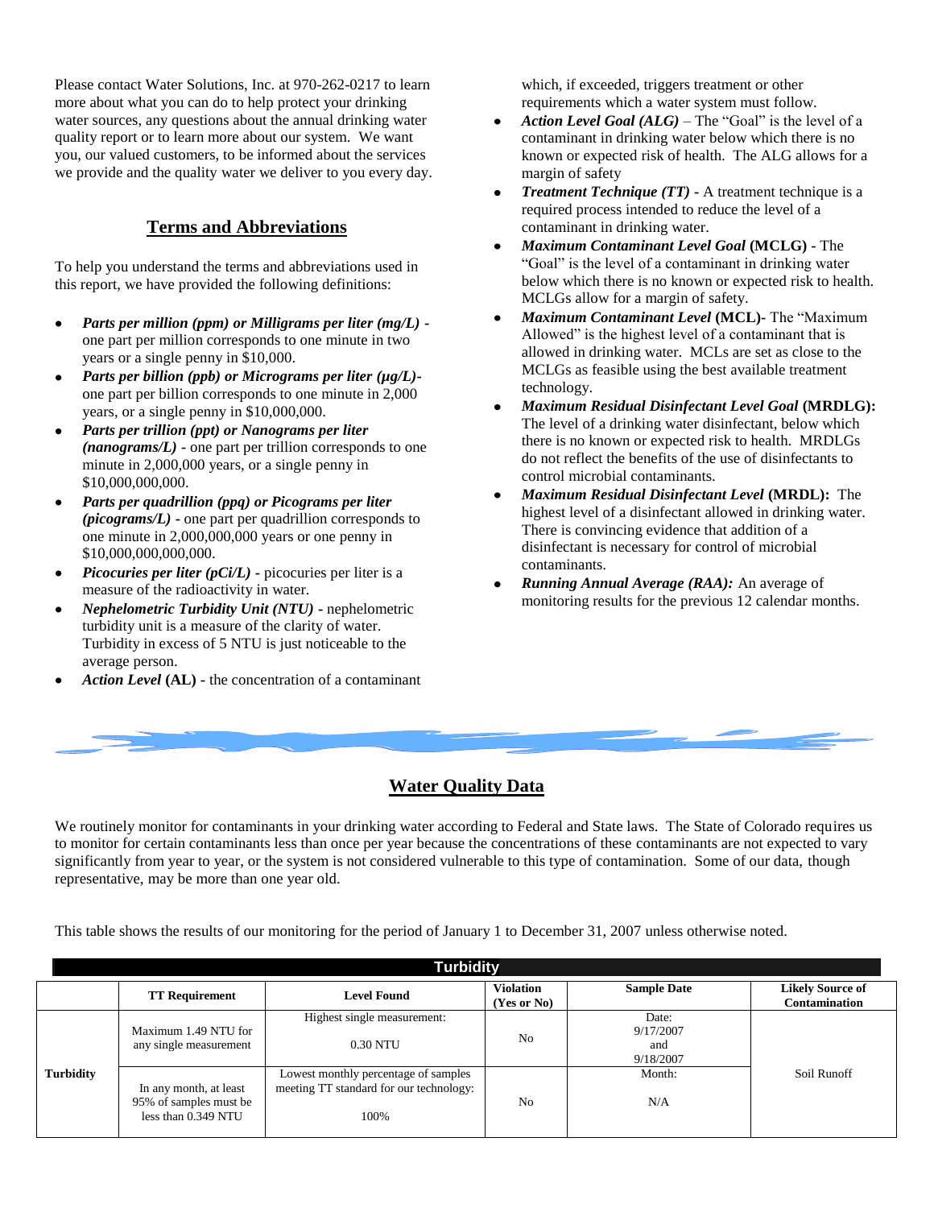Please contact Water Solutions, Inc. at 970-262-0217 to learn more about what you can do to help protect your drinking water sources, any questions about the annual drinking water quality report or to learn more about our system. We want you, our valued customers, to be informed about the services we provide and the quality water we deliver to you every day.

## Terms and Abbreviations

To help you understand the terms and abbreviations used in this report, we have provided the following definitions:

- ***Parts per million (ppm) or Milligrams per liter (mg/L)*** **-** one part per million corresponds to one minute in two years or a single penny in $10,000.
- ***Parts per billion (ppb) or Micrograms per liter (µg/L)***- one part per billion corresponds to one minute in 2,000 years, or a single penny in $10,000,000.
- ***Parts per trillion (ppt) or Nanograms per liter (nanograms/L)*** - one part per trillion corresponds to one minute in 2,000,000 years, or a single penny in $10,000,000,000.
- ***Parts per quadrillion (ppq) or Picograms per liter (picograms/L)*** - one part per quadrillion corresponds to one minute in 2,000,000,000 years or one penny in $10,000,000,000,000.
- ***Picocuries per liter (pCi/L)*** **-** picocuries per liter is a measure of the radioactivity in water.
- ***Nephelometric Turbidity Unit (NTU)*** **-** nephelometric turbidity unit is a measure of the clarity of water. Turbidity in excess of 5 NTU is just noticeable to the average person.
- ***Action Level*** **(AL) -** the concentration of a contaminant which, if exceeded, triggers treatment or other requirements which a water system must follow.
- ***Action Level Goal (ALG)*** – The "Goal" is the level of a contaminant in drinking water below which there is no known or expected risk of health. The ALG allows for a margin of safety
- ***Treatment Technique (TT)*** **-** A treatment technique is a required process intended to reduce the level of a contaminant in drinking water.
- ***Maximum Contaminant Level Goal*** **(MCLG) -** The "Goal" is the level of a contaminant in drinking water below which there is no known or expected risk to health. MCLGs allow for a margin of safety.
- ***Maximum Contaminant Level*** **(MCL)-** The "Maximum Allowed" is the highest level of a contaminant that is allowed in drinking water. MCLs are set as close to the MCLGs as feasible using the best available treatment technology.
- ***Maximum Residual Disinfectant Level Goal*** **(MRDLG):** The level of a drinking water disinfectant, below which there is no known or expected risk to health. MRDLGs do not reflect the benefits of the use of disinfectants to control microbial contaminants.
- ***Maximum Residual Disinfectant Level*** **(MRDL):** The highest level of a disinfectant allowed in drinking water. There is convincing evidence that addition of a disinfectant is necessary for control of microbial contaminants.
- ***Running Annual Average (RAA):*** An average of monitoring results for the previous 12 calendar months.

## Water Quality Data

We routinely monitor for contaminants in your drinking water according to Federal and State laws. The State of Colorado requires us to monitor for certain contaminants less than once per year because the concentrations of these contaminants are not expected to vary significantly from year to year, or the system is not considered vulnerable to this type of contamination. Some of our data, though representative, may be more than one year old.

This table shows the results of our monitoring for the period of January 1 to December 31, 2007 unless otherwise noted.

**Turbidity**

| | TT Requirement | Level Found | Violation (Yes or No) | Sample Date | Likely Source of Contamination |
|---|---|---|---|---|---|
| Turbidity | Maximum 1.49 NTU for any single measurement | Highest single measurement: 0.30 NTU | No | Date: 9/17/2007 and 9/18/2007 | Soil Runoff |
| | In any month, at least 95% of samples must be less than 0.349 NTU | Lowest monthly percentage of samples meeting TT standard for our technology: 100% | No | Month: N/A | |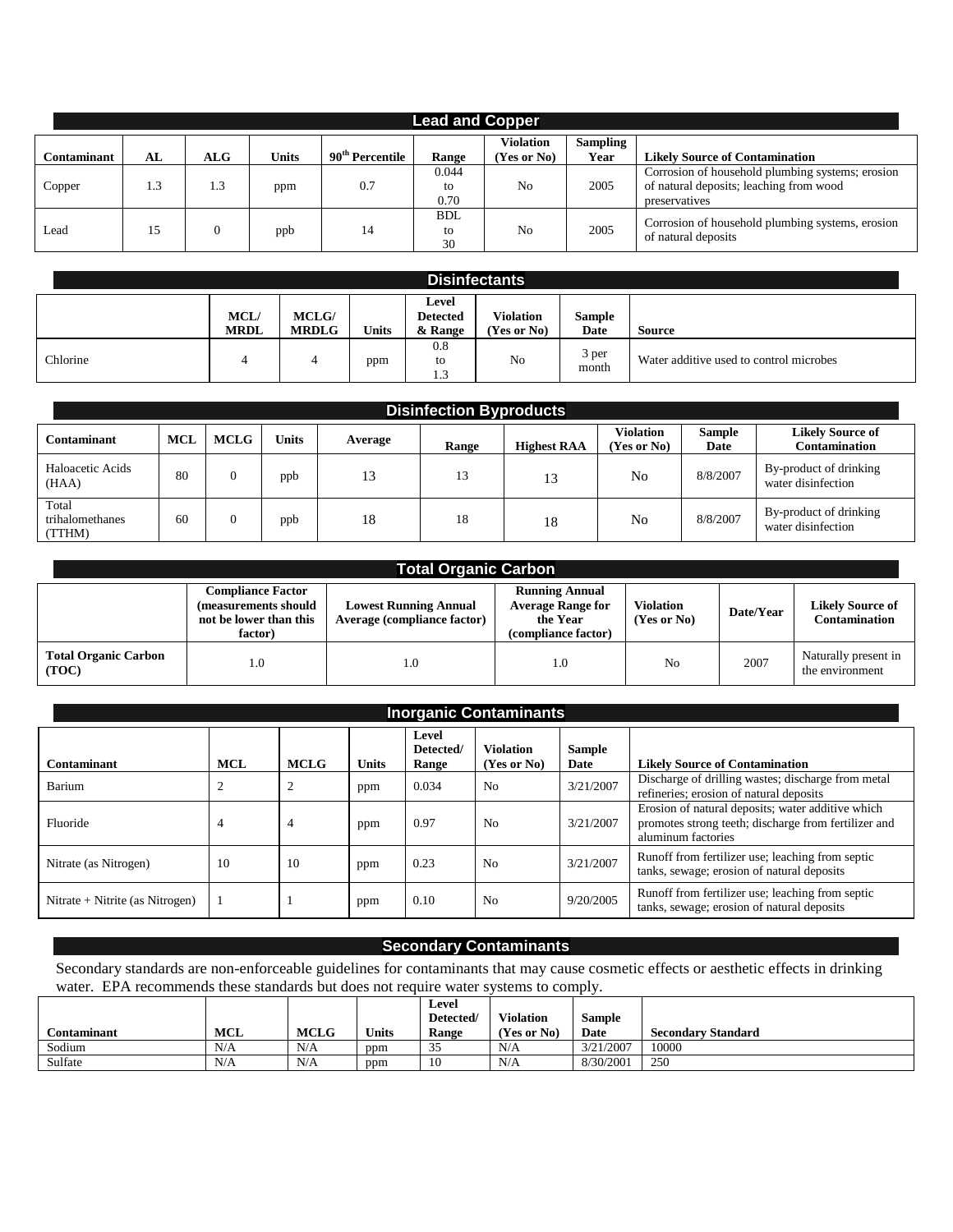## Lead and Copper

| Contaminant | AL | ALG | Units | 90th Percentile | Range | Violation (Yes or No) | Sampling Year | Likely Source of Contamination |
|---|---|---|---|---|---|---|---|---|
| Copper | 1.3 | 1.3 | ppm | 0.7 | 0.044 to 0.70 | No | 2005 | Corrosion of household plumbing systems; erosion of natural deposits; leaching from wood preservatives |
| Lead | 15 | 0 | ppb | 14 | BDL to 30 | No | 2005 | Corrosion of household plumbing systems, erosion of natural deposits |

## Disinfectants

| | MCL/ MRDL | MCLG/ MRDLG | Units | Level Detected & Range | Violation (Yes or No) | Sample Date | Source |
|---|---|---|---|---|---|---|---|
| Chlorine | 4 | 4 | ppm | 0.8 to 1.3 | No | 3 per month | Water additive used to control microbes |

## Disinfection Byproducts

| Contaminant | MCL | MCLG | Units | Average | Range | Highest RAA | Violation (Yes or No) | Sample Date | Likely Source of Contamination |
|---|---|---|---|---|---|---|---|---|---|
| Haloacetic Acids (HAA) | 80 | 0 | ppb | 13 | 13 | 13 | No | 8/8/2007 | By-product of drinking water disinfection |
| Total trihalomethanes (TTHM) | 60 | 0 | ppb | 18 | 18 | 18 | No | 8/8/2007 | By-product of drinking water disinfection |

## Total Organic Carbon

| | Compliance Factor (measurements should not be lower than this factor) | Lowest Running Annual Average (compliance factor) | Running Annual Average Range for the Year (compliance factor) | Violation (Yes or No) | Date/Year | Likely Source of Contamination |
|---|---|---|---|---|---|---|
| **Total Organic Carbon (TOC)** | 1.0 | 1.0 | 1.0 | No | 2007 | Naturally present in the environment |

## Inorganic Contaminants

| Contaminant | MCL | MCLG | Units | Level Detected/ Range | Violation (Yes or No) | Sample Date | Likely Source of Contamination |
|---|---|---|---|---|---|---|---|
| Barium | 2 | 2 | ppm | 0.034 | No | 3/21/2007 | Discharge of drilling wastes; discharge from metal refineries; erosion of natural deposits |
| Fluoride | 4 | 4 | ppm | 0.97 | No | 3/21/2007 | Erosion of natural deposits; water additive which promotes strong teeth; discharge from fertilizer and aluminum factories |
| Nitrate (as Nitrogen) | 10 | 10 | ppm | 0.23 | No | 3/21/2007 | Runoff from fertilizer use; leaching from septic tanks, sewage; erosion of natural deposits |
| Nitrate + Nitrite (as Nitrogen) | 1 | 1 | ppm | 0.10 | No | 9/20/2005 | Runoff from fertilizer use; leaching from septic tanks, sewage; erosion of natural deposits |

## Secondary Contaminants

Secondary standards are non-enforceable guidelines for contaminants that may cause cosmetic effects or aesthetic effects in drinking water. EPA recommends these standards but does not require water systems to comply.

| Contaminant | MCL | MCLG | Units | Level Detected/ Range | Violation (Yes or No) | Sample Date | Secondary Standard |
|---|---|---|---|---|---|---|---|
| Sodium | N/A | N/A | ppm | 35 | N/A | 3/21/2007 | 10000 |
| Sulfate | N/A | N/A | ppm | 10 | N/A | 8/30/2001 | 250 |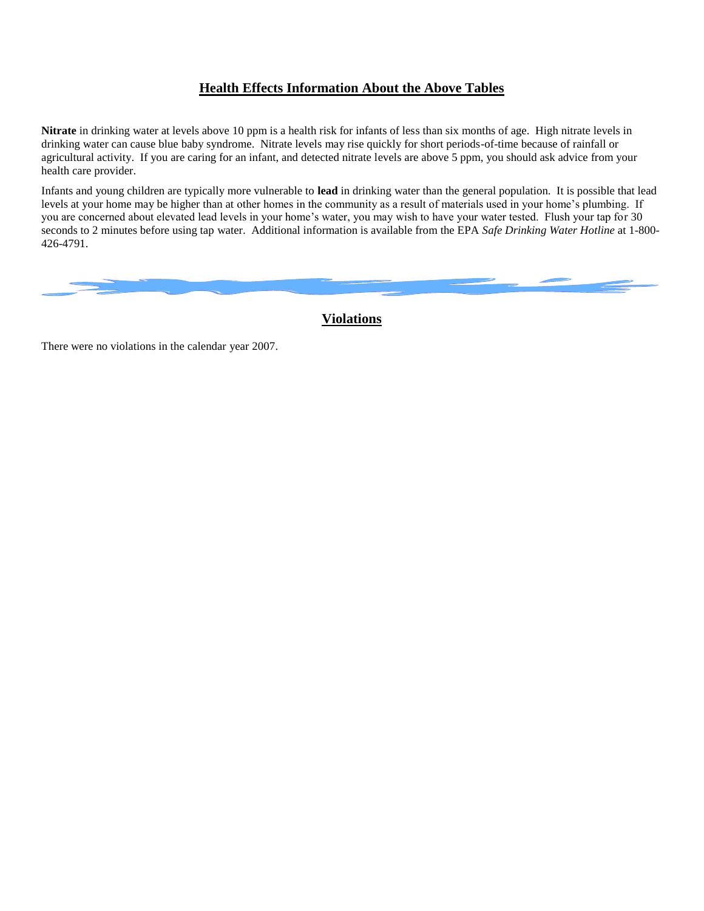## Health Effects Information About the Above Tables

**Nitrate** in drinking water at levels above 10 ppm is a health risk for infants of less than six months of age. High nitrate levels in drinking water can cause blue baby syndrome. Nitrate levels may rise quickly for short periods-of-time because of rainfall or agricultural activity. If you are caring for an infant, and detected nitrate levels are above 5 ppm, you should ask advice from your health care provider.

Infants and young children are typically more vulnerable to **lead** in drinking water than the general population. It is possible that lead levels at your home may be higher than at other homes in the community as a result of materials used in your home's plumbing. If you are concerned about elevated lead levels in your home's water, you may wish to have your water tested. Flush your tap for 30 seconds to 2 minutes before using tap water. Additional information is available from the EPA *Safe Drinking Water Hotline* at 1-800-426-4791.

## Violations

There were no violations in the calendar year 2007.